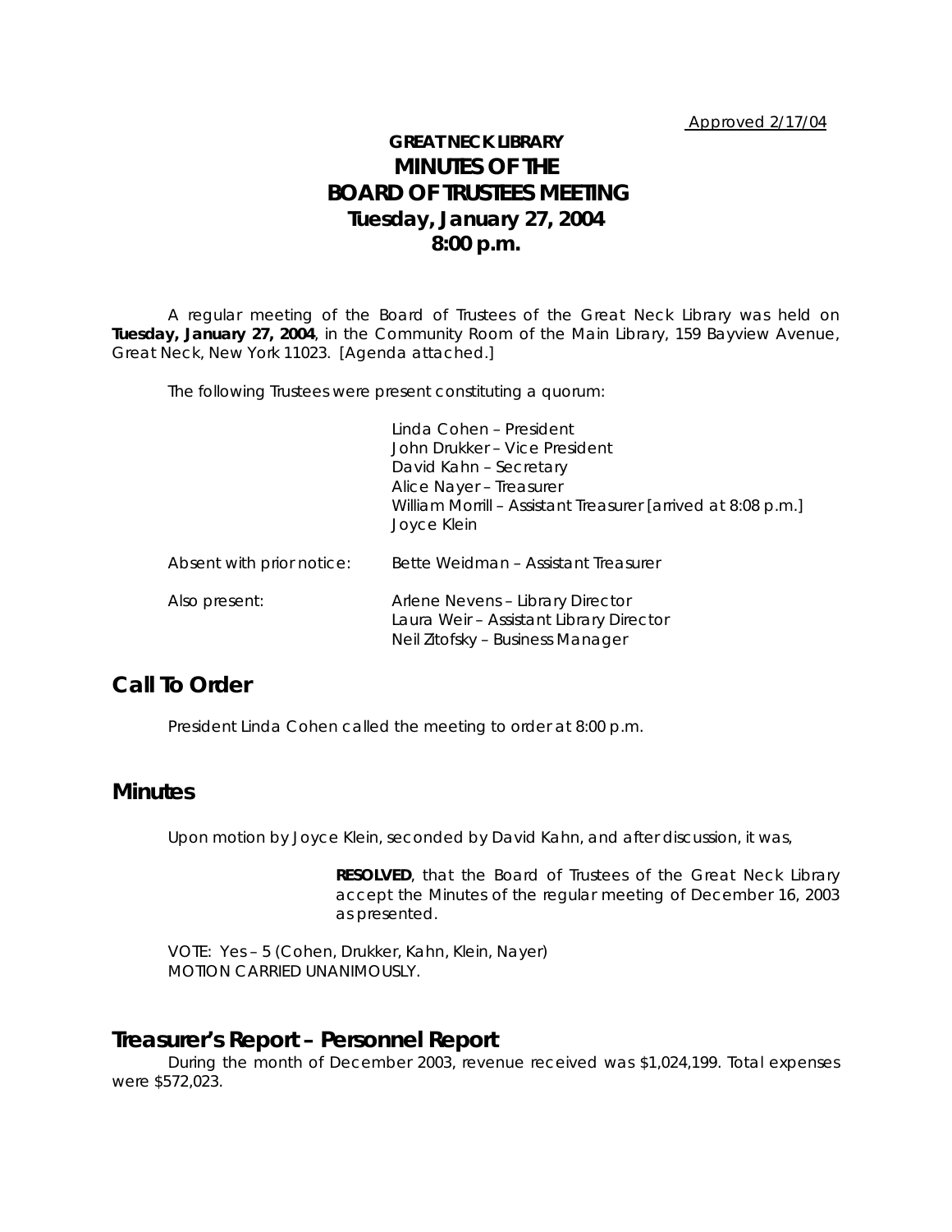Approved 2/17/04

# GREAT NECK LIBRARY
# MINUTES OF THE BOARD OF TRUSTEES MEETING
## Tuesday, January 27, 2004
## 8:00 p.m.

A regular meeting of the Board of Trustees of the Great Neck Library was held on **Tuesday, January 27, 2004**, in the Community Room of the Main Library, 159 Bayview Avenue, Great Neck, New York 11023. [Agenda attached.]

The following Trustees were present constituting a quorum:

Linda Cohen – President
John Drukker – Vice President
David Kahn – Secretary
Alice Nayer – Treasurer
William Morrill – Assistant Treasurer [arrived at 8:08 p.m.]
Joyce Klein

Absent with prior notice: Bette Weidman – Assistant Treasurer

Also present:
Arlene Nevens – Library Director
Laura Weir – Assistant Library Director
Neil Zitofsky – Business Manager

## Call To Order

President Linda Cohen called the meeting to order at 8:00 p.m.

## Minutes

Upon motion by Joyce Klein, seconded by David Kahn, and after discussion, it was,

> **RESOLVED**, that the Board of Trustees of the Great Neck Library accept the Minutes of the regular meeting of December 16, 2003 as presented.

VOTE: Yes – 5 (Cohen, Drukker, Kahn, Klein, Nayer)
MOTION CARRIED UNANIMOUSLY.

## Treasurer's Report – Personnel Report

During the month of December 2003, revenue received was $1,024,199. Total expenses were $572,023.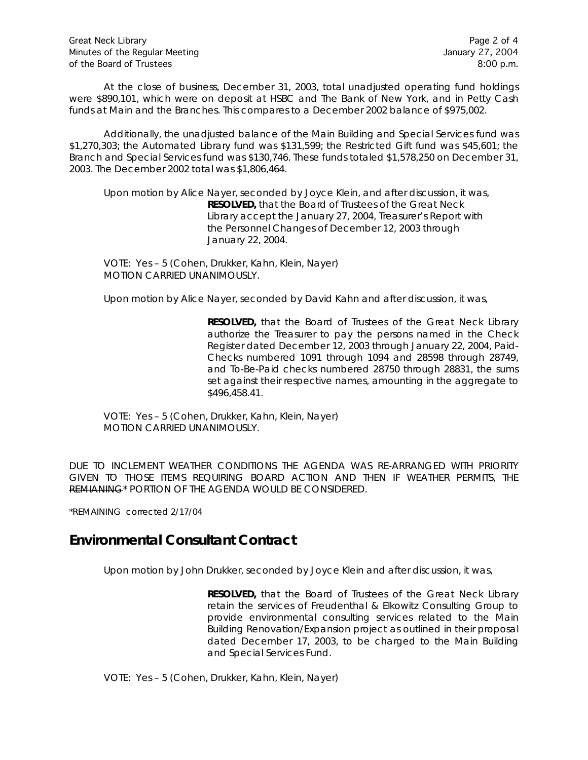At the close of business, December 31, 2003, total unadjusted operating fund holdings were $890,101, which were on deposit at HSBC and The Bank of New York, and in Petty Cash funds at Main and the Branches. This compares to a December 2002 balance of $975,002.

Additionally, the unadjusted balance of the Main Building and Special Services fund was $1,270,303; the Automated Library fund was $131,599; the Restricted Gift fund was $45,601; the Branch and Special Services fund was $130,746. These funds totaled $1,578,250 on December 31, 2003. The December 2002 total was $1,806,464.

Upon motion by Alice Nayer, seconded by Joyce Klein, and after discussion, it was,

> **RESOLVED,** that the Board of Trustees of the Great Neck Library accept the January 27, 2004, Treasurer's Report with the Personnel Changes of December 12, 2003 through January 22, 2004.

VOTE: Yes – 5 (Cohen, Drukker, Kahn, Klein, Nayer)
MOTION CARRIED UNANIMOUSLY.

Upon motion by Alice Nayer, seconded by David Kahn and after discussion, it was,

> **RESOLVED,** that the Board of Trustees of the Great Neck Library authorize the Treasurer to pay the persons named in the Check Register dated December 12, 2003 through January 22, 2004, Paid-Checks numbered 1091 through 1094 and 28598 through 28749, and To-Be-Paid checks numbered 28750 through 28831, the sums set against their respective names, amounting in the aggregate to $496,458.41.

VOTE: Yes – 5 (Cohen, Drukker, Kahn, Klein, Nayer)
MOTION CARRIED UNANIMOUSLY.

DUE TO INCLEMENT WEATHER CONDITIONS THE AGENDA WAS RE-ARRANGED WITH PRIORITY GIVEN TO THOSE ITEMS REQUIRING BOARD ACTION AND THEN IF WEATHER PERMITS, THE ~~REMIANING~~ * PORTION OF THE AGENDA WOULD BE CONSIDERED.

*REMAINING corrected 2/17/04

## Environmental Consultant Contract

Upon motion by John Drukker, seconded by Joyce Klein and after discussion, it was,

> **RESOLVED,** that the Board of Trustees of the Great Neck Library retain the services of Freudenthal & Elkowitz Consulting Group to provide environmental consulting services related to the Main Building Renovation/Expansion project as outlined in their proposal dated December 17, 2003, to be charged to the Main Building and Special Services Fund.

VOTE: Yes – 5 (Cohen, Drukker, Kahn, Klein, Nayer)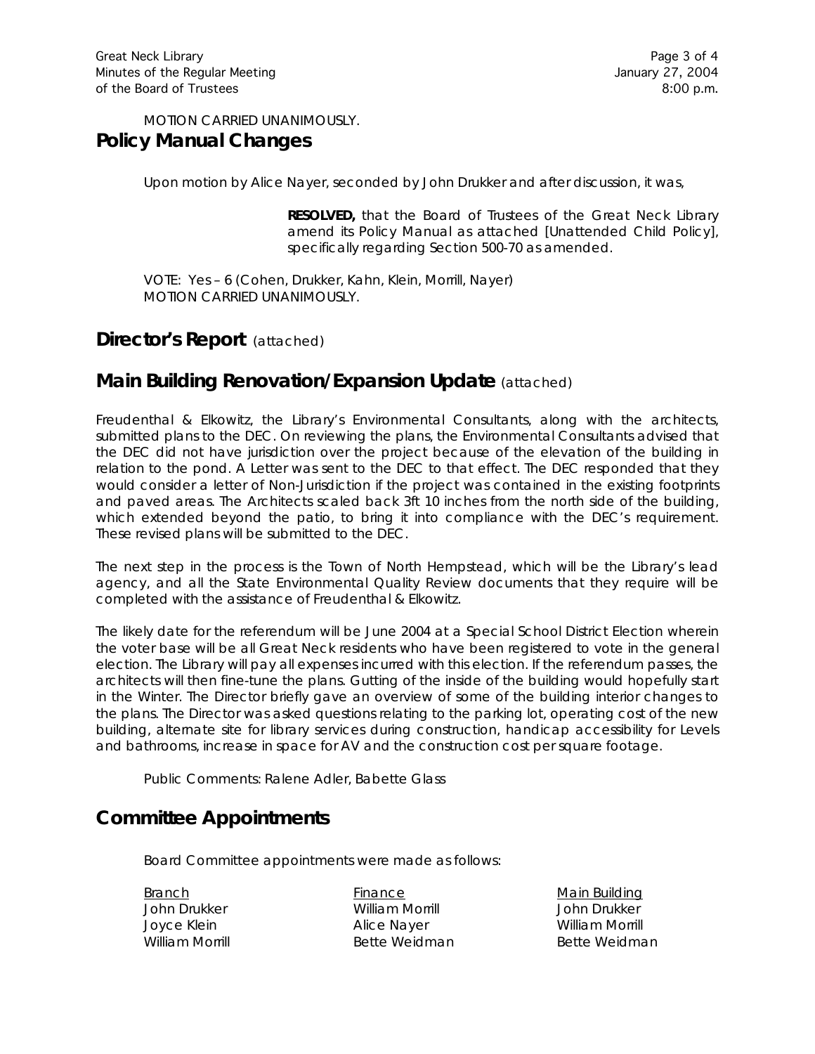MOTION CARRIED UNANIMOUSLY.

## Policy Manual Changes

Upon motion by Alice Nayer, seconded by John Drukker and after discussion, it was,

> **RESOLVED,** that the Board of Trustees of the Great Neck Library amend its Policy Manual as attached [Unattended Child Policy], specifically regarding Section 500-70 as amended.

VOTE: Yes – 6 (Cohen, Drukker, Kahn, Klein, Morrill, Nayer)
MOTION CARRIED UNANIMOUSLY.

## Director's Report (attached)

## Main Building Renovation/Expansion Update (attached)

Freudenthal & Elkowitz, the Library's Environmental Consultants, along with the architects, submitted plans to the DEC. On reviewing the plans, the Environmental Consultants advised that the DEC did not have jurisdiction over the project because of the elevation of the building in relation to the pond. A Letter was sent to the DEC to that effect. The DEC responded that they would consider a letter of Non-Jurisdiction if the project was contained in the existing footprints and paved areas. The Architects scaled back 3ft 10 inches from the north side of the building, which extended beyond the patio, to bring it into compliance with the DEC's requirement. These revised plans will be submitted to the DEC.

The next step in the process is the Town of North Hempstead, which will be the Library's lead agency, and all the State Environmental Quality Review documents that they require will be completed with the assistance of Freudenthal & Elkowitz.

The likely date for the referendum will be June 2004 at a Special School District Election wherein the voter base will be all Great Neck residents who have been registered to vote in the general election. The Library will pay all expenses incurred with this election. If the referendum passes, the architects will then fine-tune the plans. Gutting of the inside of the building would hopefully start in the Winter. The Director briefly gave an overview of some of the building interior changes to the plans. The Director was asked questions relating to the parking lot, operating cost of the new building, alternate site for library services during construction, handicap accessibility for Levels and bathrooms, increase in space for AV and the construction cost per square footage.

Public Comments: Ralene Adler, Babette Glass

## Committee Appointments

Board Committee appointments were made as follows:

| Branch | Finance | Main Building |
|---|---|---|
| John Drukker | William Morrill | John Drukker |
| Joyce Klein | Alice Nayer | William Morrill |
| William Morrill | Bette Weidman | Bette Weidman |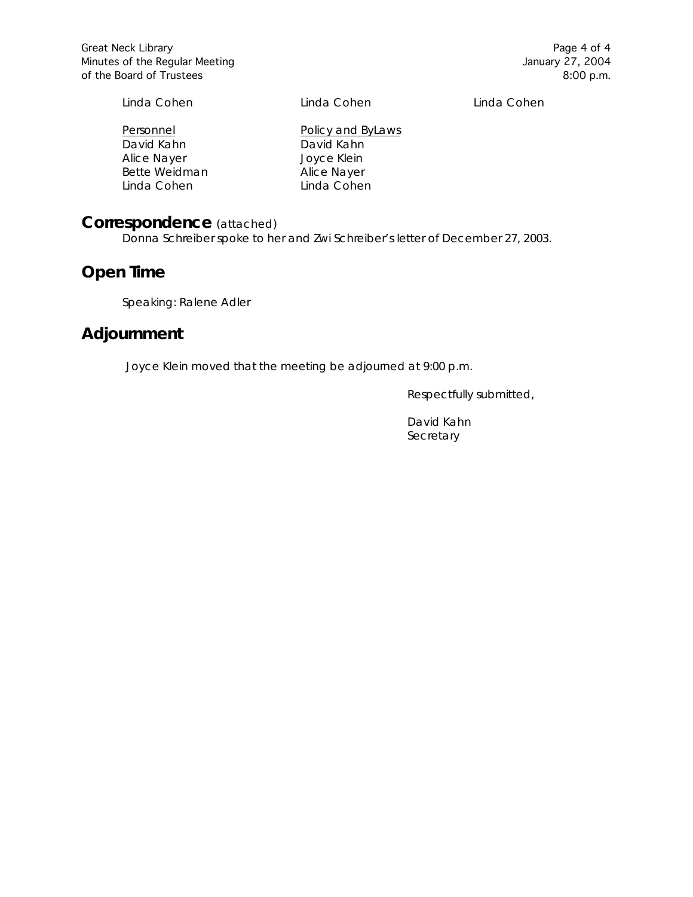| | | |
|---|---|---|
| Linda Cohen | Linda Cohen | Linda Cohen |

| <u>Personnel</u> | <u>Policy and ByLaws</u> |
|---|---|
| David Kahn | David Kahn |
| Alice Nayer | Joyce Klein |
| Bette Weidman | Alice Nayer |
| Linda Cohen | Linda Cohen |

## Correspondence (attached)

Donna Schreiber spoke to her and Zwi Schreiber's letter of December 27, 2003.

## Open Time

Speaking: Ralene Adler

## Adjournment

Joyce Klein moved that the meeting be adjourned at 9:00 p.m.

Respectfully submitted,

David Kahn
Secretary